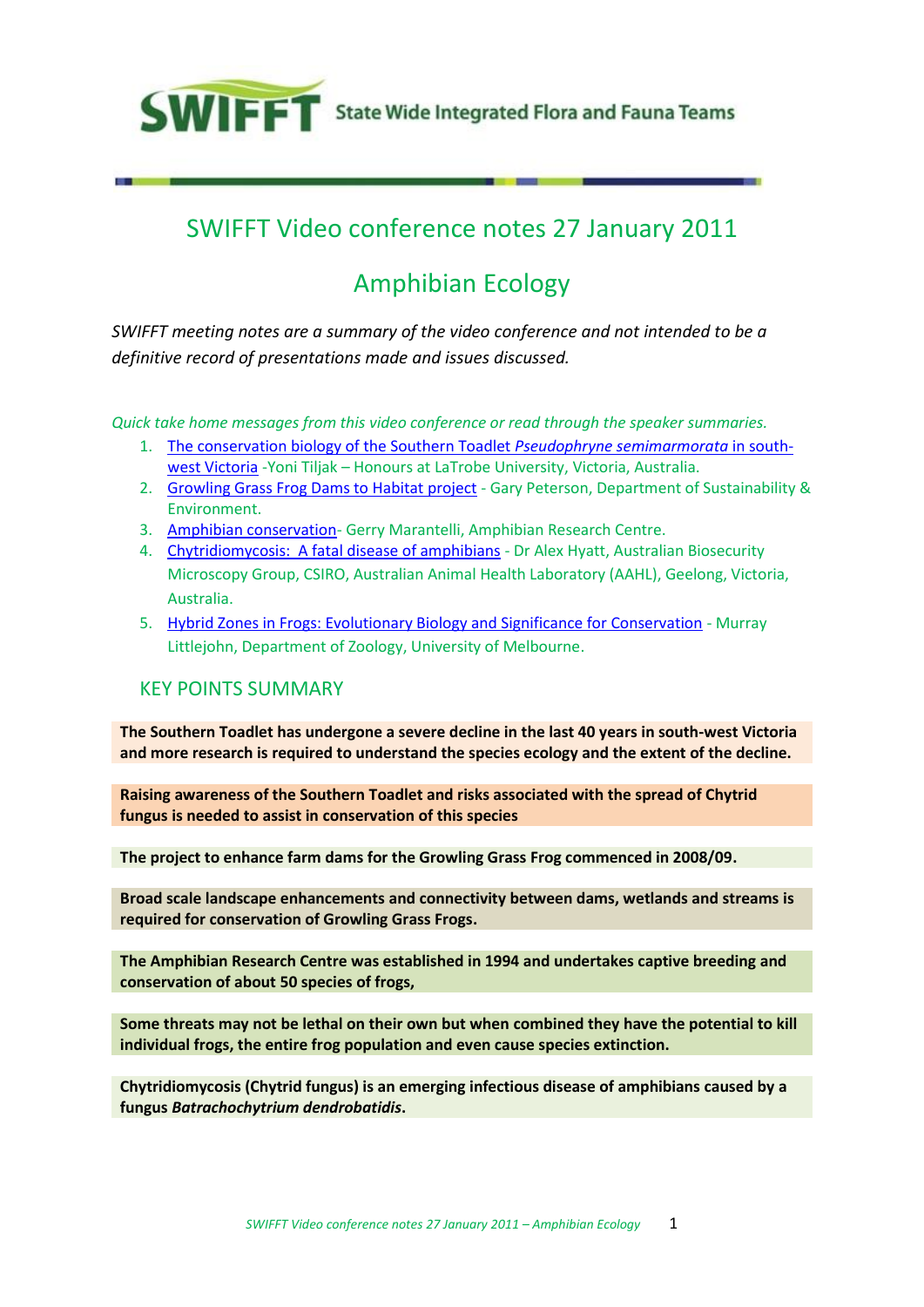**SWIFFT** State Wide Integrated Flora and Fauna Teams

# SWIFFT Video conference notes 27 January 2011

# Amphibian Ecology

*SWIFFT meeting notes are a summary of the video conference and not intended to be a definitive record of presentations made and issues discussed.*

*Quick take home messages from this video conference or read through the speaker summaries.*

1. The conservation biology of the Southern Toadlet *Pseudophryne semimarmorata* in south-west Victoria -Yoni Tiljak – Honours at LaTrobe University, Victoria, Australia.
2. Growling Grass Frog Dams to Habitat project - Gary Peterson, Department of Sustainability & Environment.
3. Amphibian conservation- Gerry Marantelli, Amphibian Research Centre.
4. Chytridiomycosis: A fatal disease of amphibians - Dr Alex Hyatt, Australian Biosecurity Microscopy Group, CSIRO, Australian Animal Health Laboratory (AAHL), Geelong, Victoria, Australia.
5. Hybrid Zones in Frogs: Evolutionary Biology and Significance for Conservation - Murray Littlejohn, Department of Zoology, University of Melbourne.

## KEY POINTS SUMMARY

**The Southern Toadlet has undergone a severe decline in the last 40 years in south-west Victoria and more research is required to understand the species ecology and the extent of the decline.**

**Raising awareness of the Southern Toadlet and risks associated with the spread of Chytrid fungus is needed to assist in conservation of this species**

**The project to enhance farm dams for the Growling Grass Frog commenced in 2008/09.**

**Broad scale landscape enhancements and connectivity between dams, wetlands and streams is required for conservation of Growling Grass Frogs.**

**The Amphibian Research Centre was established in 1994 and undertakes captive breeding and conservation of about 50 species of frogs,**

**Some threats may not be lethal on their own but when combined they have the potential to kill individual frogs, the entire frog population and even cause species extinction.**

**Chytridiomycosis (Chytrid fungus) is an emerging infectious disease of amphibians caused by a fungus *Batrachochytrium dendrobatidis*.**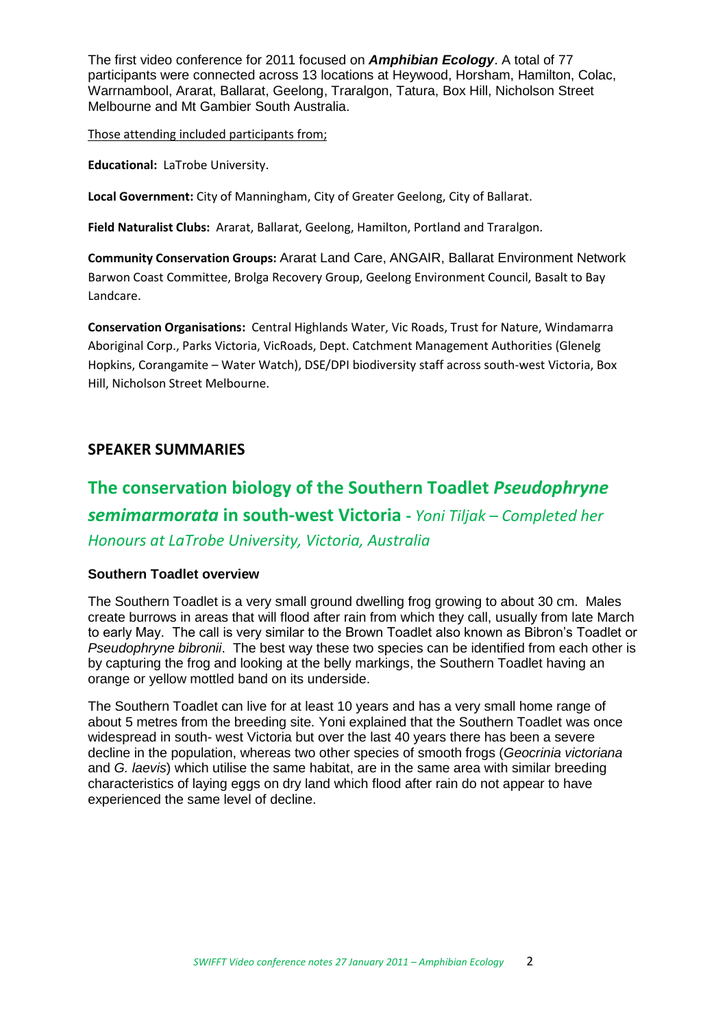The first video conference for 2011 focused on ***Amphibian Ecology***. A total of 77 participants were connected across 13 locations at Heywood, Horsham, Hamilton, Colac, Warrnambool, Ararat, Ballarat, Geelong, Traralgon, Tatura, Box Hill, Nicholson Street Melbourne and Mt Gambier South Australia.

Those attending included participants from;

**Educational:** LaTrobe University.

**Local Government:** City of Manningham, City of Greater Geelong, City of Ballarat.

**Field Naturalist Clubs:** Ararat, Ballarat, Geelong, Hamilton, Portland and Traralgon.

**Community Conservation Groups:** Ararat Land Care, ANGAIR, Ballarat Environment Network Barwon Coast Committee, Brolga Recovery Group, Geelong Environment Council, Basalt to Bay Landcare.

**Conservation Organisations:** Central Highlands Water, Vic Roads, Trust for Nature, Windamarra Aboriginal Corp., Parks Victoria, VicRoads, Dept. Catchment Management Authorities (Glenelg Hopkins, Corangamite – Water Watch), DSE/DPI biodiversity staff across south-west Victoria, Box Hill, Nicholson Street Melbourne.

## SPEAKER SUMMARIES

## The conservation biology of the Southern Toadlet *Pseudophryne semimarmorata* in south-west Victoria - *Yoni Tiljak – Completed her Honours at LaTrobe University, Victoria, Australia*

### Southern Toadlet overview

The Southern Toadlet is a very small ground dwelling frog growing to about 30 cm. Males create burrows in areas that will flood after rain from which they call, usually from late March to early May. The call is very similar to the Brown Toadlet also known as Bibron's Toadlet or *Pseudophryne bibronii*. The best way these two species can be identified from each other is by capturing the frog and looking at the belly markings, the Southern Toadlet having an orange or yellow mottled band on its underside.

The Southern Toadlet can live for at least 10 years and has a very small home range of about 5 metres from the breeding site. Yoni explained that the Southern Toadlet was once widespread in south- west Victoria but over the last 40 years there has been a severe decline in the population, whereas two other species of smooth frogs (*Geocrinia victoriana* and *G. laevis*) which utilise the same habitat, are in the same area with similar breeding characteristics of laying eggs on dry land which flood after rain do not appear to have experienced the same level of decline.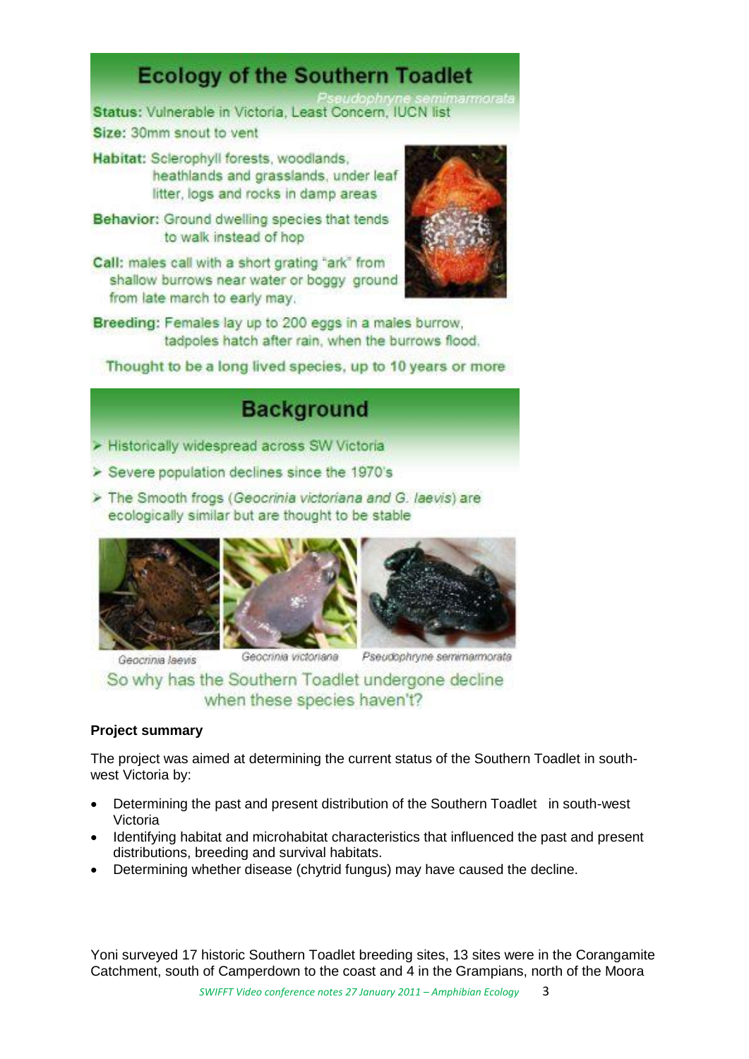## Ecology of the Southern Toadlet

*Pseudophryne semimarmorata*

**Status:** Vulnerable in Victoria, Least Concern, IUCN list

**Size:** 30mm snout to vent

**Habitat:** Sclerophyll forests, woodlands, heathlands and grasslands, under leaf litter, logs and rocks in damp areas

**Behavior:** Ground dwelling species that tends to walk instead of hop

**Call:** males call with a short grating "ark" from shallow burrows near water or boggy ground from late march to early may.

**Breeding:** Females lay up to 200 eggs in a males burrow, tadpoles hatch after rain, when the burrows flood.

Thought to be a long lived species, up to 10 years or more

## Background

- Historically widespread across SW Victoria
- Severe population declines since the 1970's
- The Smooth frogs (*Geocrinia victoriana and G. laevis*) are ecologically similar but are thought to be stable

*Geocrinia laevis* *Geocrinia victoriana* *Pseudophryne semimarmorata*

So why has the Southern Toadlet undergone decline when these species haven't?

**Project summary**

The project was aimed at determining the current status of the Southern Toadlet in south-west Victoria by:

- Determining the past and present distribution of the Southern Toadlet in south-west Victoria
- Identifying habitat and microhabitat characteristics that influenced the past and present distributions, breeding and survival habitats.
- Determining whether disease (chytrid fungus) may have caused the decline.

Yoni surveyed 17 historic Southern Toadlet breeding sites, 13 sites were in the Corangamite Catchment, south of Camperdown to the coast and 4 in the Grampians, north of the Moora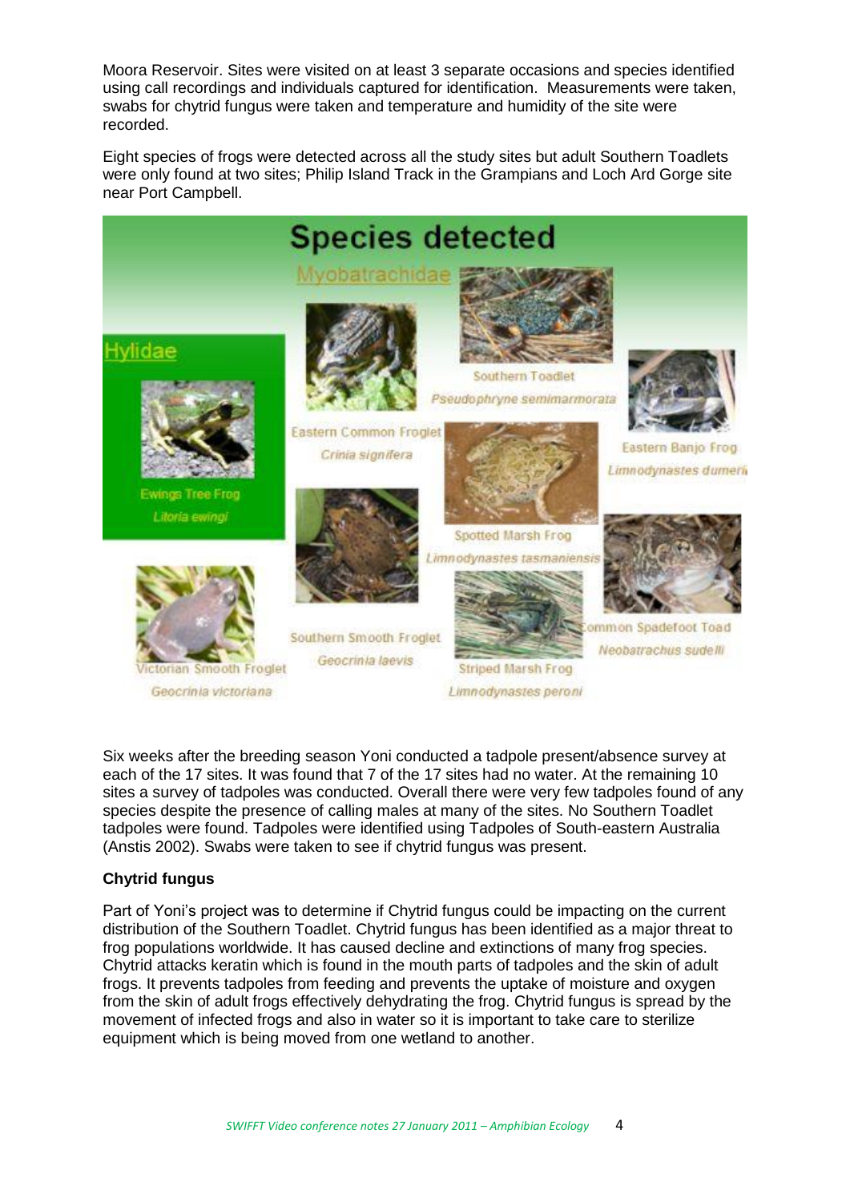Moora Reservoir. Sites were visited on at least 3 separate occasions and species identified using call recordings and individuals captured for identification.  Measurements were taken, swabs for chytrid fungus were taken and temperature and humidity of the site were recorded.

Eight species of frogs were detected across all the study sites but adult Southern Toadlets were only found at two sites; Philip Island Track in the Grampians and Loch Ard Gorge site near Port Campbell.

Species detected

Myobatrachidae

Hylidae

Ewings Tree Frog
*Litoria ewingi*

Eastern Common Froglet
*Crinia signifera*

Southern Toadlet
*Pseudophryne semimarmorata*

Eastern Banjo Frog
*Limnodynastes dumerili*

Spotted Marsh Frog
*Limnodynastes tasmaniensis*

Common Spadefoot Toad
*Neobatrachus sudelli*

Victorian Smooth Froglet
*Geocrinia victoriana*

Southern Smooth Froglet
*Geocrinia laevis*

Striped Marsh Frog
*Limnodynastes peroni*

Six weeks after the breeding season Yoni conducted a tadpole present/absence survey at each of the 17 sites. It was found that 7 of the 17 sites had no water. At the remaining 10 sites a survey of tadpoles was conducted. Overall there were very few tadpoles found of any species despite the presence of calling males at many of the sites. No Southern Toadlet tadpoles were found. Tadpoles were identified using Tadpoles of South-eastern Australia (Anstis 2002). Swabs were taken to see if chytrid fungus was present.

**Chytrid fungus**

Part of Yoni's project was to determine if Chytrid fungus could be impacting on the current distribution of the Southern Toadlet. Chytrid fungus has been identified as a major threat to frog populations worldwide. It has caused decline and extinctions of many frog species. Chytrid attacks keratin which is found in the mouth parts of tadpoles and the skin of adult frogs. It prevents tadpoles from feeding and prevents the uptake of moisture and oxygen from the skin of adult frogs effectively dehydrating the frog. Chytrid fungus is spread by the movement of infected frogs and also in water so it is important to take care to sterilize equipment which is being moved from one wetland to another.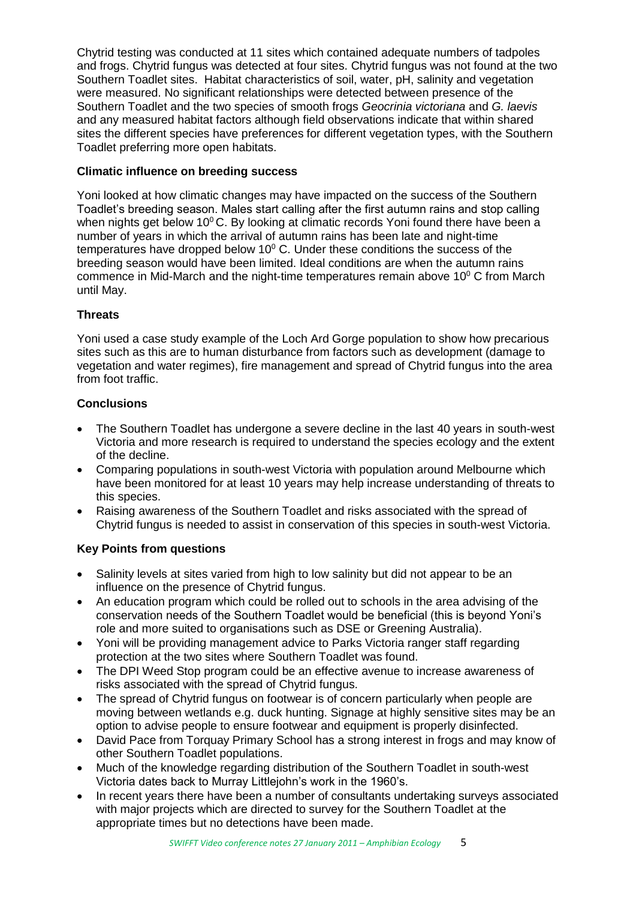Chytrid testing was conducted at 11 sites which contained adequate numbers of tadpoles and frogs. Chytrid fungus was detected at four sites. Chytrid fungus was not found at the two Southern Toadlet sites. Habitat characteristics of soil, water, pH, salinity and vegetation were measured. No significant relationships were detected between presence of the Southern Toadlet and the two species of smooth frogs *Geocrinia victoriana* and *G. laevis* and any measured habitat factors although field observations indicate that within shared sites the different species have preferences for different vegetation types, with the Southern Toadlet preferring more open habitats.

**Climatic influence on breeding success**

Yoni looked at how climatic changes may have impacted on the success of the Southern Toadlet's breeding season. Males start calling after the first autumn rains and stop calling when nights get below $10^0$ C. By looking at climatic records Yoni found there have been a number of years in which the arrival of autumn rains has been late and night-time temperatures have dropped below $10^0$ C. Under these conditions the success of the breeding season would have been limited. Ideal conditions are when the autumn rains commence in Mid-March and the night-time temperatures remain above $10^0$ C from March until May.

**Threats**

Yoni used a case study example of the Loch Ard Gorge population to show how precarious sites such as this are to human disturbance from factors such as development (damage to vegetation and water regimes), fire management and spread of Chytrid fungus into the area from foot traffic.

**Conclusions**

- The Southern Toadlet has undergone a severe decline in the last 40 years in south-west Victoria and more research is required to understand the species ecology and the extent of the decline.
- Comparing populations in south-west Victoria with population around Melbourne which have been monitored for at least 10 years may help increase understanding of threats to this species.
- Raising awareness of the Southern Toadlet and risks associated with the spread of Chytrid fungus is needed to assist in conservation of this species in south-west Victoria.

**Key Points from questions**

- Salinity levels at sites varied from high to low salinity but did not appear to be an influence on the presence of Chytrid fungus.
- An education program which could be rolled out to schools in the area advising of the conservation needs of the Southern Toadlet would be beneficial (this is beyond Yoni's role and more suited to organisations such as DSE or Greening Australia).
- Yoni will be providing management advice to Parks Victoria ranger staff regarding protection at the two sites where Southern Toadlet was found.
- The DPI Weed Stop program could be an effective avenue to increase awareness of risks associated with the spread of Chytrid fungus.
- The spread of Chytrid fungus on footwear is of concern particularly when people are moving between wetlands e.g. duck hunting. Signage at highly sensitive sites may be an option to advise people to ensure footwear and equipment is properly disinfected.
- David Pace from Torquay Primary School has a strong interest in frogs and may know of other Southern Toadlet populations.
- Much of the knowledge regarding distribution of the Southern Toadlet in south-west Victoria dates back to Murray Littlejohn's work in the 1960's.
- In recent years there have been a number of consultants undertaking surveys associated with major projects which are directed to survey for the Southern Toadlet at the appropriate times but no detections have been made.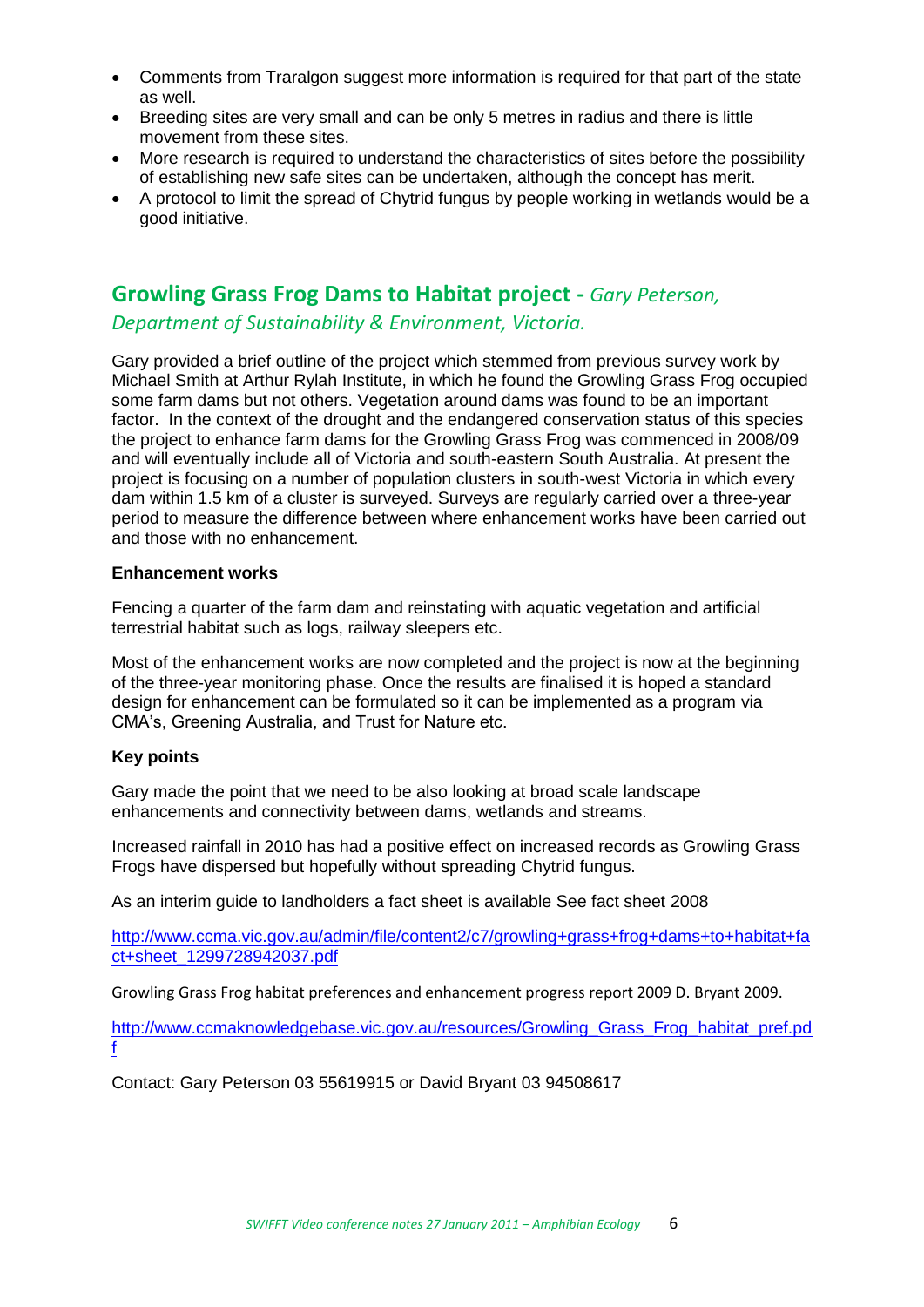- Comments from Traralgon suggest more information is required for that part of the state as well.
- Breeding sites are very small and can be only 5 metres in radius and there is little movement from these sites.
- More research is required to understand the characteristics of sites before the possibility of establishing new safe sites can be undertaken, although the concept has merit.
- A protocol to limit the spread of Chytrid fungus by people working in wetlands would be a good initiative.

## Growling Grass Frog Dams to Habitat project - *Gary Peterson, Department of Sustainability & Environment, Victoria.*

Gary provided a brief outline of the project which stemmed from previous survey work by Michael Smith at Arthur Rylah Institute, in which he found the Growling Grass Frog occupied some farm dams but not others. Vegetation around dams was found to be an important factor. In the context of the drought and the endangered conservation status of this species the project to enhance farm dams for the Growling Grass Frog was commenced in 2008/09 and will eventually include all of Victoria and south-eastern South Australia. At present the project is focusing on a number of population clusters in south-west Victoria in which every dam within 1.5 km of a cluster is surveyed. Surveys are regularly carried over a three-year period to measure the difference between where enhancement works have been carried out and those with no enhancement.

**Enhancement works**

Fencing a quarter of the farm dam and reinstating with aquatic vegetation and artificial terrestrial habitat such as logs, railway sleepers etc.

Most of the enhancement works are now completed and the project is now at the beginning of the three-year monitoring phase. Once the results are finalised it is hoped a standard design for enhancement can be formulated so it can be implemented as a program via CMA's, Greening Australia, and Trust for Nature etc.

**Key points**

Gary made the point that we need to be also looking at broad scale landscape enhancements and connectivity between dams, wetlands and streams.

Increased rainfall in 2010 has had a positive effect on increased records as Growling Grass Frogs have dispersed but hopefully without spreading Chytrid fungus.

As an interim guide to landholders a fact sheet is available See fact sheet 2008

http://www.ccma.vic.gov.au/admin/file/content2/c7/growling+grass+frog+dams+to+habitat+fact+sheet_1299728942037.pdf

Growling Grass Frog habitat preferences and enhancement progress report 2009 D. Bryant 2009.

http://www.ccmaknowledgebase.vic.gov.au/resources/Growling_Grass_Frog_habitat_pref.pdf

Contact: Gary Peterson 03 55619915 or David Bryant 03 94508617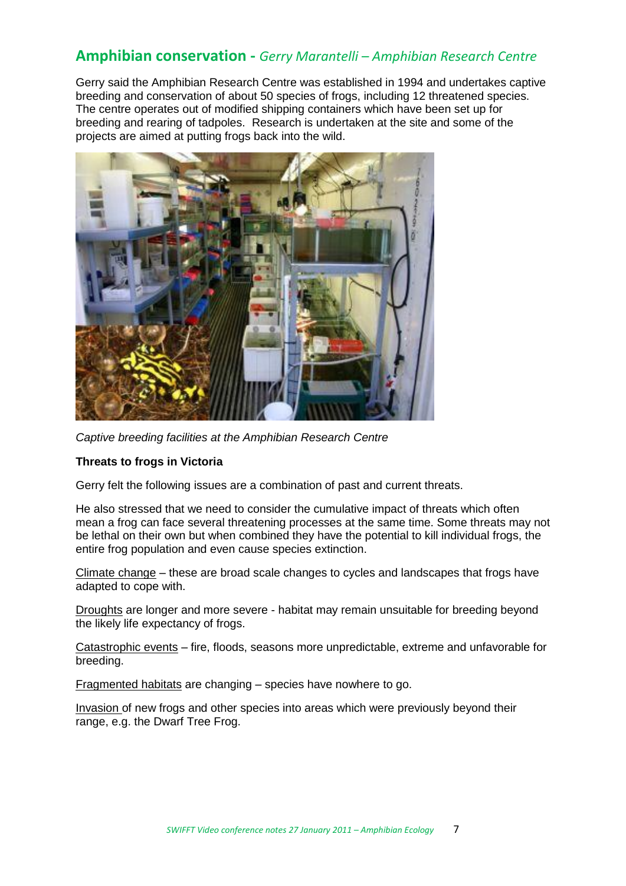## Amphibian conservation - *Gerry Marantelli – Amphibian Research Centre*

Gerry said the Amphibian Research Centre was established in 1994 and undertakes captive breeding and conservation of about 50 species of frogs, including 12 threatened species. The centre operates out of modified shipping containers which have been set up for breeding and rearing of tadpoles. Research is undertaken at the site and some of the projects are aimed at putting frogs back into the wild.

*Captive breeding facilities at the Amphibian Research Centre*

**Threats to frogs in Victoria**

Gerry felt the following issues are a combination of past and current threats.

He also stressed that we need to consider the cumulative impact of threats which often mean a frog can face several threatening processes at the same time. Some threats may not be lethal on their own but when combined they have the potential to kill individual frogs, the entire frog population and even cause species extinction.

<u>Climate change</u> – these are broad scale changes to cycles and landscapes that frogs have adapted to cope with.

<u>Droughts</u> are longer and more severe - habitat may remain unsuitable for breeding beyond the likely life expectancy of frogs.

<u>Catastrophic events</u> – fire, floods, seasons more unpredictable, extreme and unfavorable for breeding.

<u>Fragmented habitats</u> are changing – species have nowhere to go.

<u>Invasion</u> of new frogs and other species into areas which were previously beyond their range, e.g. the Dwarf Tree Frog.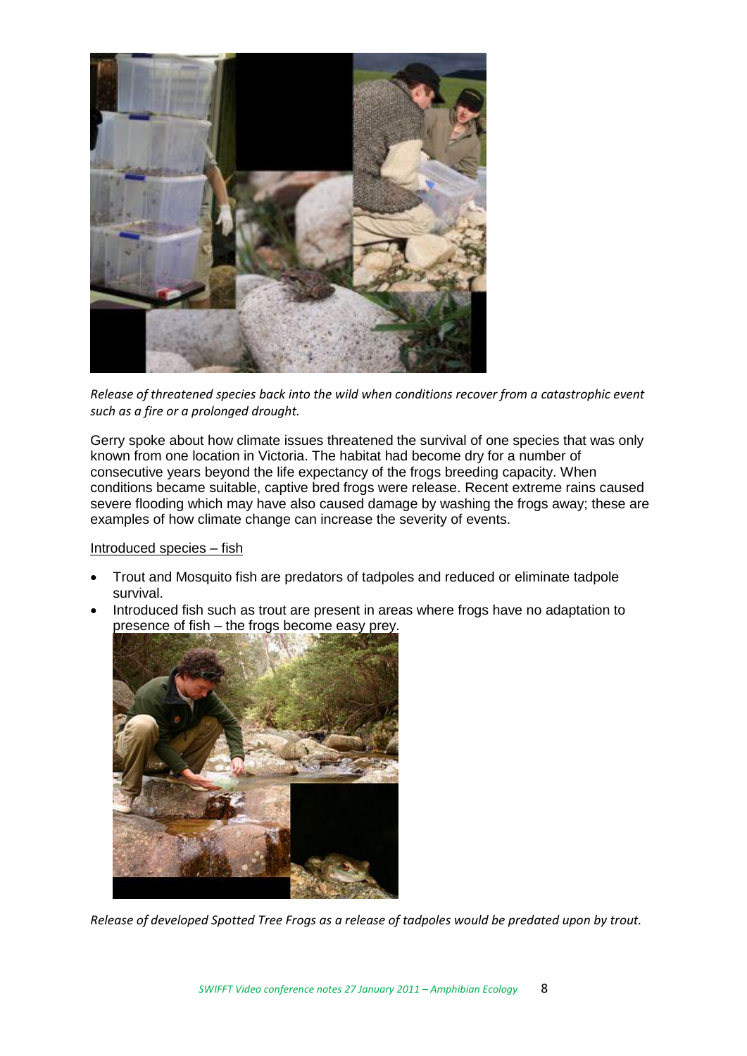*Release of threatened species back into the wild when conditions recover from a catastrophic event such as a fire or a prolonged drought.*

Gerry spoke about how climate issues threatened the survival of one species that was only known from one location in Victoria. The habitat had become dry for a number of consecutive years beyond the life expectancy of the frogs breeding capacity. When conditions became suitable, captive bred frogs were release. Recent extreme rains caused severe flooding which may have also caused damage by washing the frogs away; these are examples of how climate change can increase the severity of events.

<u>Introduced species – fish</u>

- Trout and Mosquito fish are predators of tadpoles and reduced or eliminate tadpole survival.
- Introduced fish such as trout are present in areas where frogs have no adaptation to presence of fish – the frogs become easy prey.

*Release of developed Spotted Tree Frogs as a release of tadpoles would be predated upon by trout.*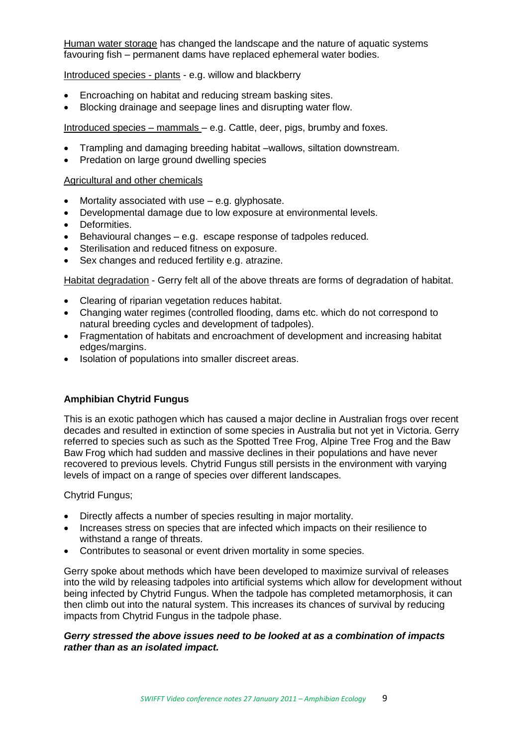Human water storage has changed the landscape and the nature of aquatic systems favouring fish – permanent dams have replaced ephemeral water bodies.

Introduced species - plants - e.g. willow and blackberry

- Encroaching on habitat and reducing stream basking sites.
- Blocking drainage and seepage lines and disrupting water flow.

Introduced species – mammals – e.g. Cattle, deer, pigs, brumby and foxes.

- Trampling and damaging breeding habitat –wallows, siltation downstream.
- Predation on large ground dwelling species

Agricultural and other chemicals

- Mortality associated with use – e.g. glyphosate.
- Developmental damage due to low exposure at environmental levels.
- Deformities.
- Behavioural changes – e.g. escape response of tadpoles reduced.
- Sterilisation and reduced fitness on exposure.
- Sex changes and reduced fertility e.g. atrazine.

Habitat degradation - Gerry felt all of the above threats are forms of degradation of habitat.

- Clearing of riparian vegetation reduces habitat.
- Changing water regimes (controlled flooding, dams etc. which do not correspond to natural breeding cycles and development of tadpoles).
- Fragmentation of habitats and encroachment of development and increasing habitat edges/margins.
- Isolation of populations into smaller discreet areas.

**Amphibian Chytrid Fungus**

This is an exotic pathogen which has caused a major decline in Australian frogs over recent decades and resulted in extinction of some species in Australia but not yet in Victoria. Gerry referred to species such as such as the Spotted Tree Frog, Alpine Tree Frog and the Baw Baw Frog which had sudden and massive declines in their populations and have never recovered to previous levels. Chytrid Fungus still persists in the environment with varying levels of impact on a range of species over different landscapes.

Chytrid Fungus;

- Directly affects a number of species resulting in major mortality.
- Increases stress on species that are infected which impacts on their resilience to withstand a range of threats.
- Contributes to seasonal or event driven mortality in some species.

Gerry spoke about methods which have been developed to maximize survival of releases into the wild by releasing tadpoles into artificial systems which allow for development without being infected by Chytrid Fungus. When the tadpole has completed metamorphosis, it can then climb out into the natural system. This increases its chances of survival by reducing impacts from Chytrid Fungus in the tadpole phase.

***Gerry stressed the above issues need to be looked at as a combination of impacts rather than as an isolated impact.***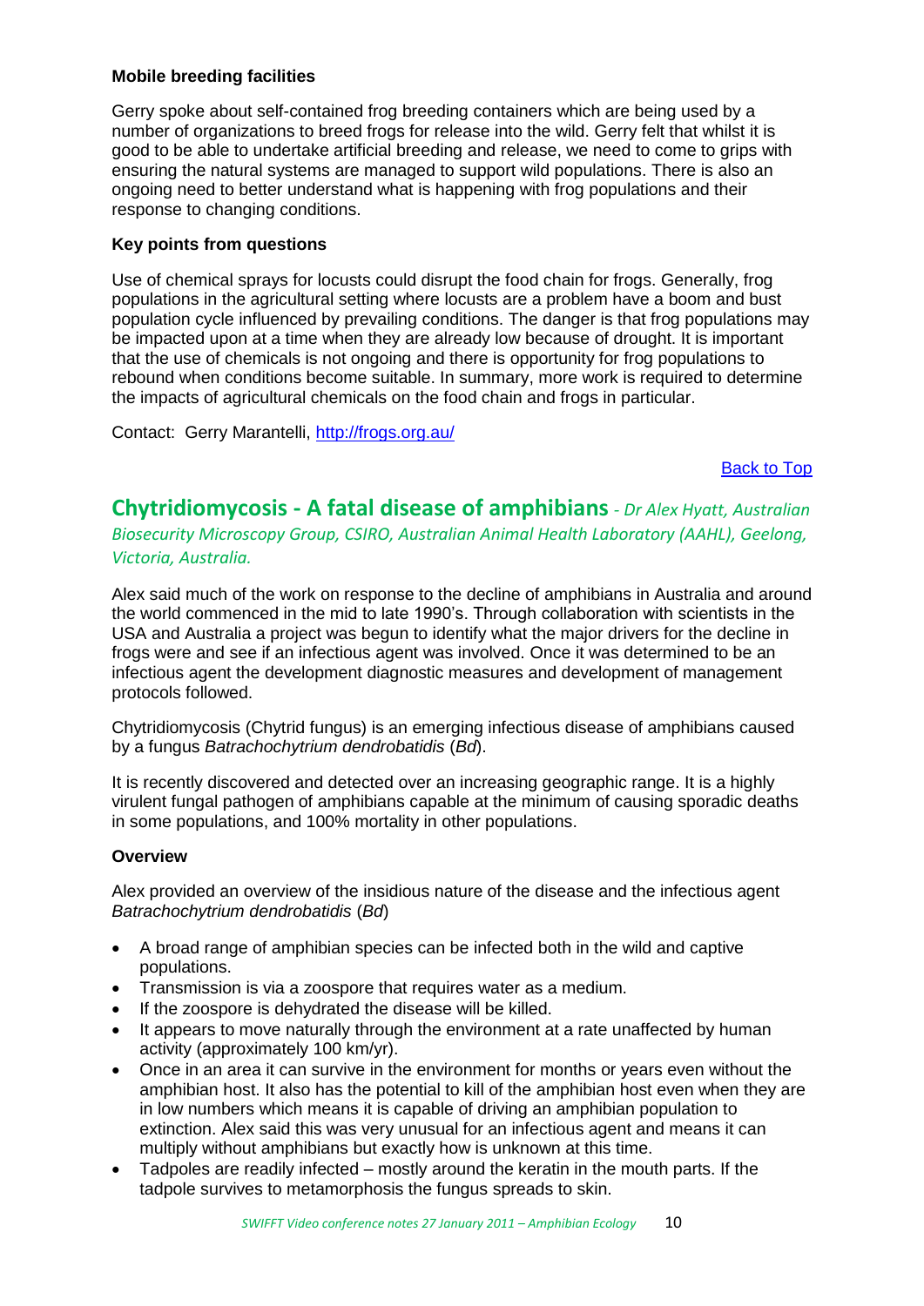**Mobile breeding facilities**

Gerry spoke about self-contained frog breeding containers which are being used by a number of organizations to breed frogs for release into the wild. Gerry felt that whilst it is good to be able to undertake artificial breeding and release, we need to come to grips with ensuring the natural systems are managed to support wild populations. There is also an ongoing need to better understand what is happening with frog populations and their response to changing conditions.

**Key points from questions**

Use of chemical sprays for locusts could disrupt the food chain for frogs. Generally, frog populations in the agricultural setting where locusts are a problem have a boom and bust population cycle influenced by prevailing conditions. The danger is that frog populations may be impacted upon at a time when they are already low because of drought. It is important that the use of chemicals is not ongoing and there is opportunity for frog populations to rebound when conditions become suitable. In summary, more work is required to determine the impacts of agricultural chemicals on the food chain and frogs in particular.

Contact: Gerry Marantelli, [http://frogs.org.au/](http://frogs.org.au/)

Back to Top

## Chytridiomycosis - A fatal disease of amphibians - *Dr Alex Hyatt, Australian Biosecurity Microscopy Group, CSIRO, Australian Animal Health Laboratory (AAHL), Geelong, Victoria, Australia.*

Alex said much of the work on response to the decline of amphibians in Australia and around the world commenced in the mid to late 1990's. Through collaboration with scientists in the USA and Australia a project was begun to identify what the major drivers for the decline in frogs were and see if an infectious agent was involved. Once it was determined to be an infectious agent the development diagnostic measures and development of management protocols followed.

Chytridiomycosis (Chytrid fungus) is an emerging infectious disease of amphibians caused by a fungus *Batrachochytrium dendrobatidis* (*Bd*).

It is recently discovered and detected over an increasing geographic range. It is a highly virulent fungal pathogen of amphibians capable at the minimum of causing sporadic deaths in some populations, and 100% mortality in other populations.

**Overview**

Alex provided an overview of the insidious nature of the disease and the infectious agent *Batrachochytrium dendrobatidis* (*Bd*)

- A broad range of amphibian species can be infected both in the wild and captive populations.
- Transmission is via a zoospore that requires water as a medium.
- If the zoospore is dehydrated the disease will be killed.
- It appears to move naturally through the environment at a rate unaffected by human activity (approximately 100 km/yr).
- Once in an area it can survive in the environment for months or years even without the amphibian host. It also has the potential to kill of the amphibian host even when they are in low numbers which means it is capable of driving an amphibian population to extinction. Alex said this was very unusual for an infectious agent and means it can multiply without amphibians but exactly how is unknown at this time.
- Tadpoles are readily infected – mostly around the keratin in the mouth parts. If the tadpole survives to metamorphosis the fungus spreads to skin.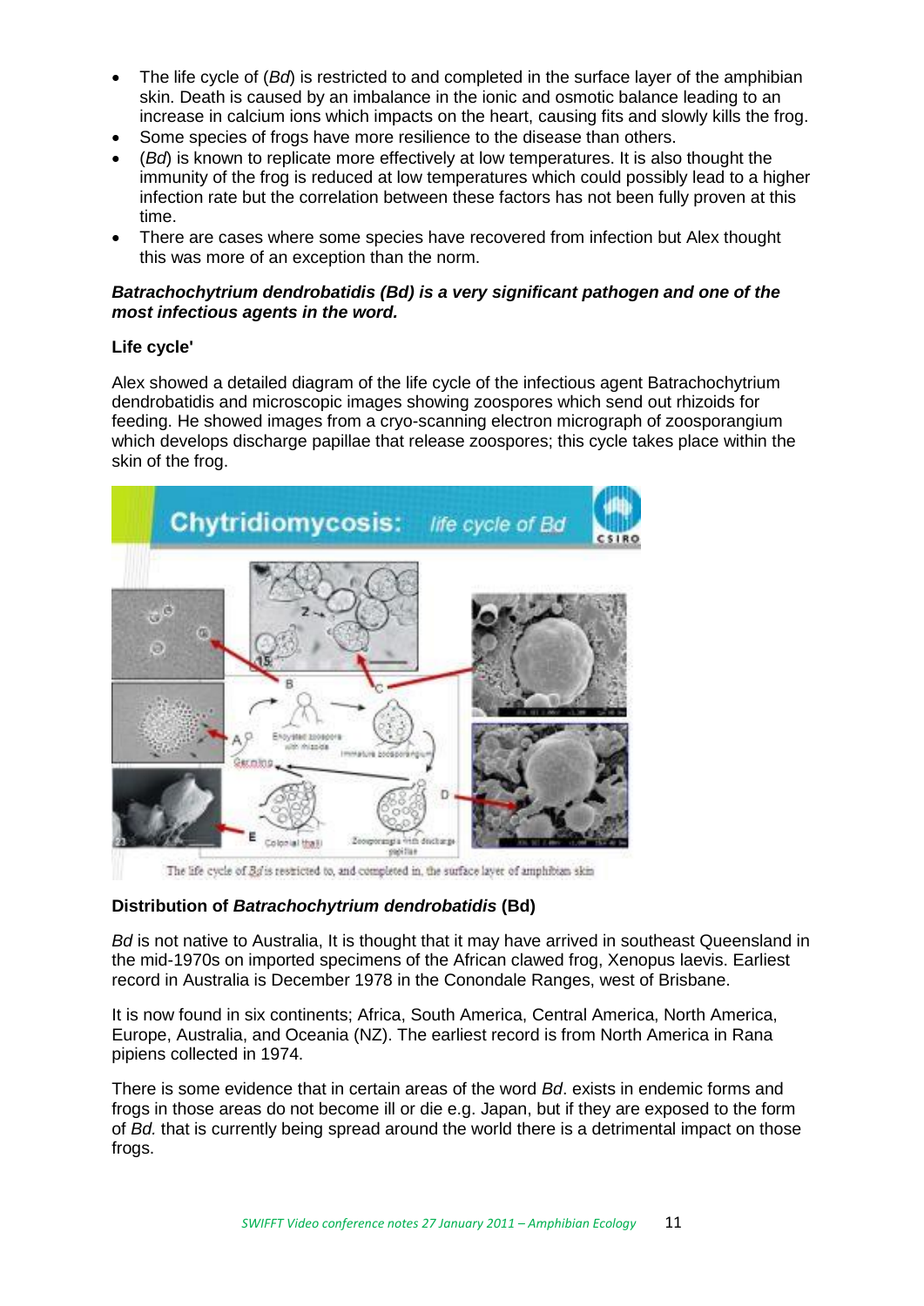- The life cycle of (*Bd*) is restricted to and completed in the surface layer of the amphibian skin. Death is caused by an imbalance in the ionic and osmotic balance leading to an increase in calcium ions which impacts on the heart, causing fits and slowly kills the frog.
- Some species of frogs have more resilience to the disease than others.
- (*Bd*) is known to replicate more effectively at low temperatures. It is also thought the immunity of the frog is reduced at low temperatures which could possibly lead to a higher infection rate but the correlation between these factors has not been fully proven at this time.
- There are cases where some species have recovered from infection but Alex thought this was more of an exception than the norm.

***Batrachochytrium dendrobatidis (Bd) is a very significant pathogen and one of the most infectious agents in the word.***

**Life cycle'**

Alex showed a detailed diagram of the life cycle of the infectious agent Batrachochytrium dendrobatidis and microscopic images showing zoospores which send out rhizoids for feeding. He showed images from a cryo-scanning electron micrograph of zoosporangium which develops discharge papillae that release zoospores; this cycle takes place within the skin of the frog.

The life cycle of *Bd* is restricted to, and completed in, the surface layer of amphibian skin

**Distribution of *Batrachochytrium dendrobatidis* (Bd)**

*Bd* is not native to Australia, It is thought that it may have arrived in southeast Queensland in the mid-1970s on imported specimens of the African clawed frog, Xenopus laevis. Earliest record in Australia is December 1978 in the Conondale Ranges, west of Brisbane.

It is now found in six continents; Africa, South America, Central America, North America, Europe, Australia, and Oceania (NZ). The earliest record is from North America in Rana pipiens collected in 1974.

There is some evidence that in certain areas of the word *Bd*. exists in endemic forms and frogs in those areas do not become ill or die e.g. Japan, but if they are exposed to the form of *Bd.* that is currently being spread around the world there is a detrimental impact on those frogs.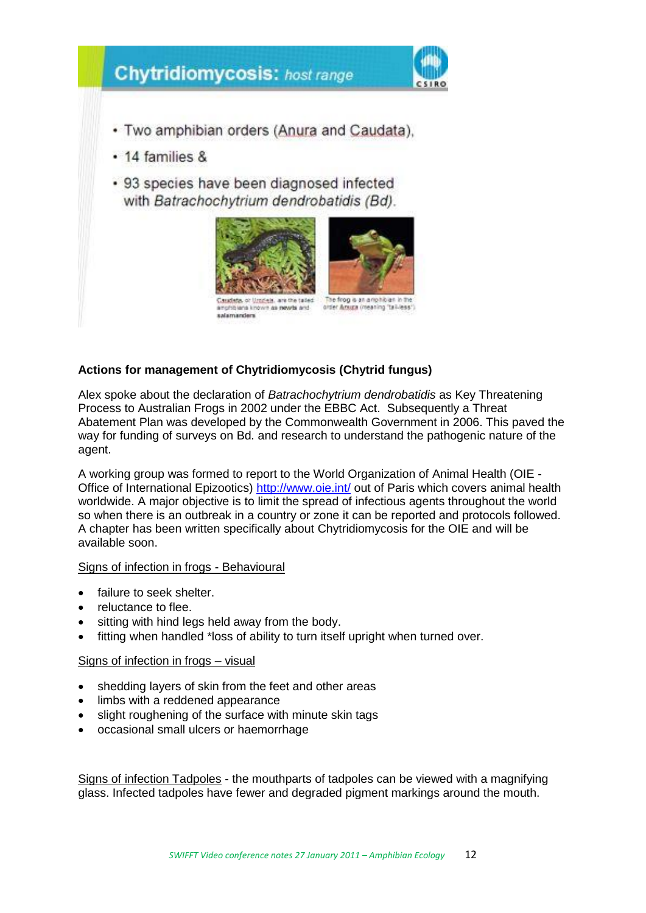## Chytridiomycosis: *host range*

- Two amphibian orders (Anura and Caudata),
- 14 families &
- 93 species have been diagnosed infected with *Batrachochytrium dendrobatidis (Bd)*.

Caudata, or Urodela, are the tailed amphibians known as newts and salamanders

The frog is an amphibian in the order Anura (meaning "tail-less")

**Actions for management of Chytridiomycosis (Chytrid fungus)**

Alex spoke about the declaration of *Batrachochytrium dendrobatidis* as Key Threatening Process to Australian Frogs in 2002 under the EBBC Act. Subsequently a Threat Abatement Plan was developed by the Commonwealth Government in 2006. This paved the way for funding of surveys on Bd. and research to understand the pathogenic nature of the agent.

A working group was formed to report to the World Organization of Animal Health (OIE - Office of International Epizootics) http://www.oie.int/ out of Paris which covers animal health worldwide. A major objective is to limit the spread of infectious agents throughout the world so when there is an outbreak in a country or zone it can be reported and protocols followed. A chapter has been written specifically about Chytridiomycosis for the OIE and will be available soon.

Signs of infection in frogs - Behavioural

- failure to seek shelter.
- reluctance to flee.
- sitting with hind legs held away from the body.
- fitting when handled *loss of ability to turn itself upright when turned over.

Signs of infection in frogs – visual

- shedding layers of skin from the feet and other areas
- limbs with a reddened appearance
- slight roughening of the surface with minute skin tags
- occasional small ulcers or haemorrhage

Signs of infection Tadpoles - the mouthparts of tadpoles can be viewed with a magnifying glass. Infected tadpoles have fewer and degraded pigment markings around the mouth.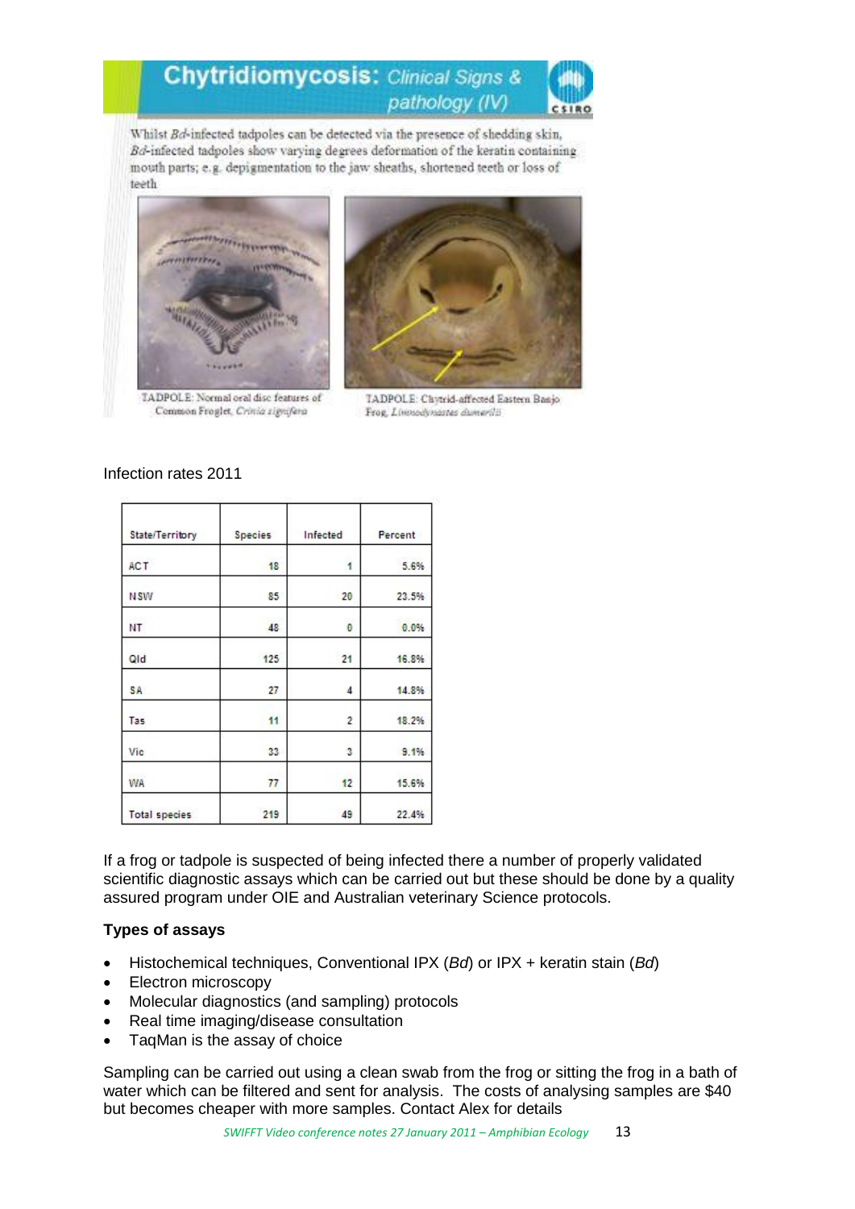## Chytridiomycosis: *Clinical Signs & pathology (IV)*

Whilst *Bd*-infected tadpoles can be detected via the presence of shedding skin, *Bd*-infected tadpoles show varying degrees deformation of the keratin containing mouth parts; e.g. depigmentation to the jaw sheaths, shortened teeth or loss of teeth

TADPOLE: Normal oral disc features of Common Froglet, *Crinia signifera*

TADPOLE: Chytrid-affected Eastern Banjo Frog, *Limnodynastes dumerilii*

Infection rates 2011

| State/Territory | Species | Infected | Percent |
|---|---|---|---|
| ACT | 18 | 1 | 5.6% |
| NSW | 85 | 20 | 23.5% |
| NT | 48 | 0 | 0.0% |
| Qld | 125 | 21 | 16.8% |
| SA | 27 | 4 | 14.8% |
| Tas | 11 | 2 | 18.2% |
| Vic | 33 | 3 | 9.1% |
| WA | 77 | 12 | 15.6% |
| Total species | 219 | 49 | 22.4% |

If a frog or tadpole is suspected of being infected there a number of properly validated scientific diagnostic assays which can be carried out but these should be done by a quality assured program under OIE and Australian veterinary Science protocols.

**Types of assays**

- Histochemical techniques, Conventional IPX (*Bd*) or IPX + keratin stain (*Bd*)
- Electron microscopy
- Molecular diagnostics (and sampling) protocols
- Real time imaging/disease consultation
- TaqMan is the assay of choice

Sampling can be carried out using a clean swab from the frog or sitting the frog in a bath of water which can be filtered and sent for analysis. The costs of analysing samples are $40 but becomes cheaper with more samples. Contact Alex for details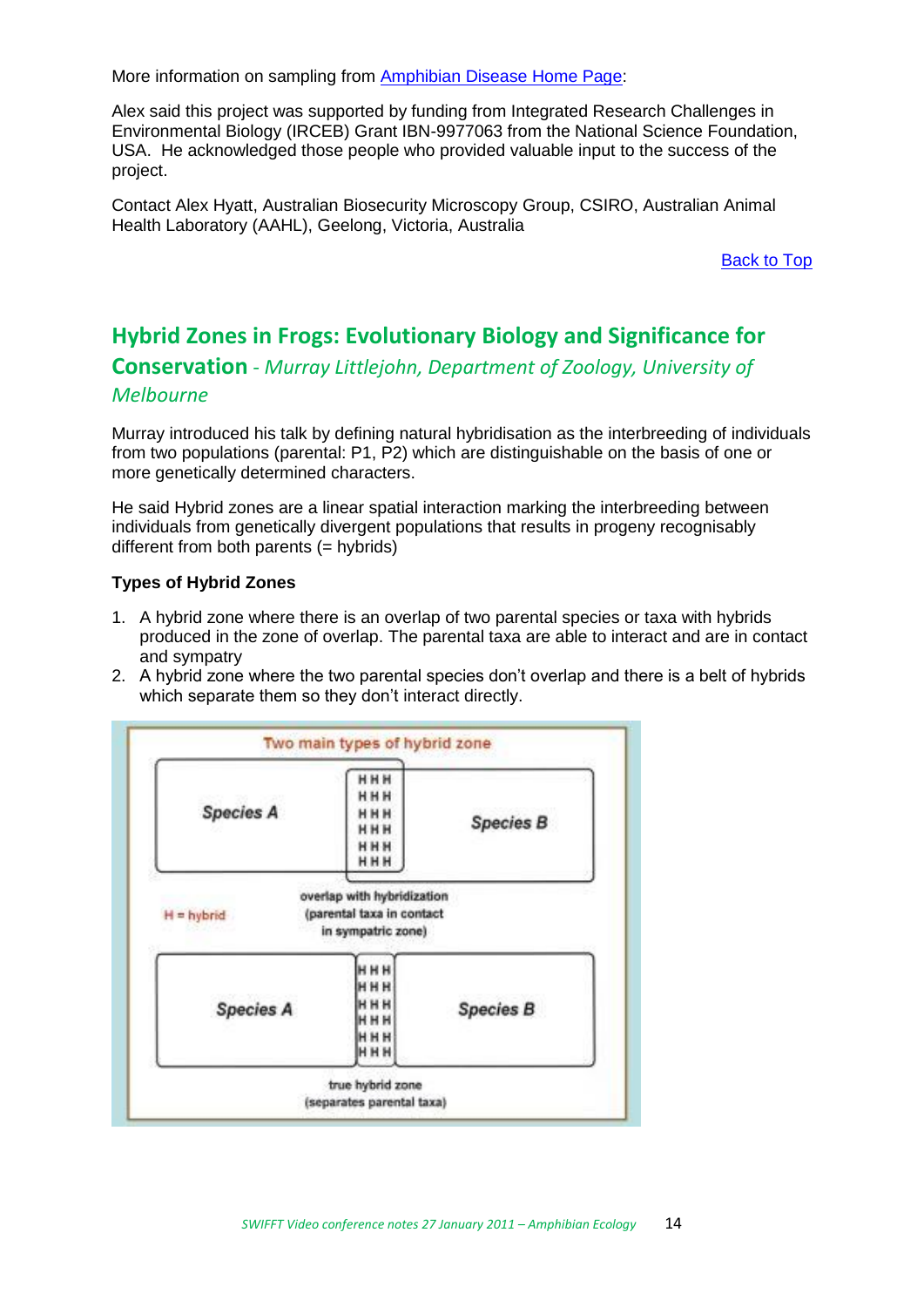More information on sampling from [Amphibian Disease Home Page](#):

Alex said this project was supported by funding from Integrated Research Challenges in Environmental Biology (IRCEB) Grant IBN-9977063 from the National Science Foundation, USA. He acknowledged those people who provided valuable input to the success of the project.

Contact Alex Hyatt, Australian Biosecurity Microscopy Group, CSIRO, Australian Animal Health Laboratory (AAHL), Geelong, Victoria, Australia

[Back to Top](#)

## Hybrid Zones in Frogs: Evolutionary Biology and Significance for Conservation - *Murray Littlejohn, Department of Zoology, University of Melbourne*

Murray introduced his talk by defining natural hybridisation as the interbreeding of individuals from two populations (parental: P1, P2) which are distinguishable on the basis of one or more genetically determined characters.

He said Hybrid zones are a linear spatial interaction marking the interbreeding between individuals from genetically divergent populations that results in progeny recognisably different from both parents (= hybrids)

**Types of Hybrid Zones**

1. A hybrid zone where there is an overlap of two parental species or taxa with hybrids produced in the zone of overlap. The parental taxa are able to interact and are in contact and sympatry
2. A hybrid zone where the two parental species don't overlap and there is a belt of hybrids which separate them so they don't interact directly.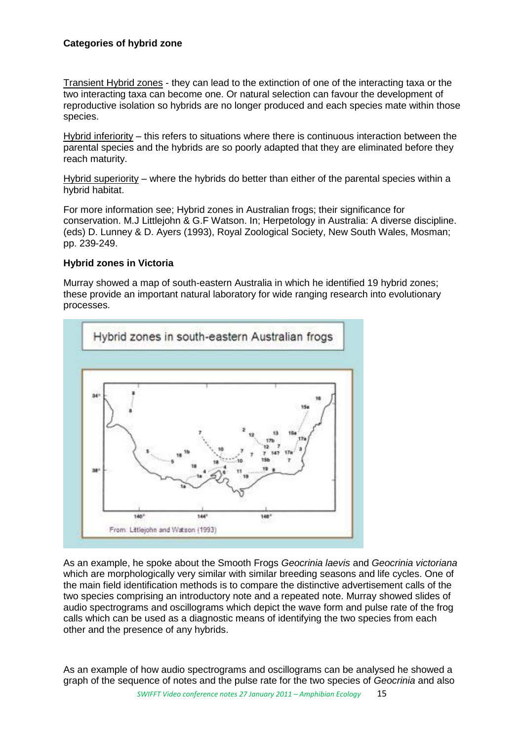**Categories of hybrid zone**

Transient Hybrid zones - they can lead to the extinction of one of the interacting taxa or the two interacting taxa can become one. Or natural selection can favour the development of reproductive isolation so hybrids are no longer produced and each species mate within those species.

Hybrid inferiority – this refers to situations where there is continuous interaction between the parental species and the hybrids are so poorly adapted that they are eliminated before they reach maturity.

Hybrid superiority – where the hybrids do better than either of the parental species within a hybrid habitat.

For more information see; Hybrid zones in Australian frogs; their significance for conservation. M.J Littlejohn & G.F Watson. In; Herpetology in Australia: A diverse discipline. (eds) D. Lunney & D. Ayers (1993), Royal Zoological Society, New South Wales, Mosman; pp. 239-249.

**Hybrid zones in Victoria**

Murray showed a map of south-eastern Australia in which he identified 19 hybrid zones; these provide an important natural laboratory for wide ranging research into evolutionary processes.

Hybrid zones in south-eastern Australian frogs

From: Littlejohn and Watson (1993)

As an example, he spoke about the Smooth Frogs *Geocrinia laevis* and *Geocrinia victoriana* which are morphologically very similar with similar breeding seasons and life cycles. One of the main field identification methods is to compare the distinctive advertisement calls of the two species comprising an introductory note and a repeated note. Murray showed slides of audio spectrograms and oscillograms which depict the wave form and pulse rate of the frog calls which can be used as a diagnostic means of identifying the two species from each other and the presence of any hybrids.

As an example of how audio spectrograms and oscillograms can be analysed he showed a graph of the sequence of notes and the pulse rate for the two species of *Geocrinia* and also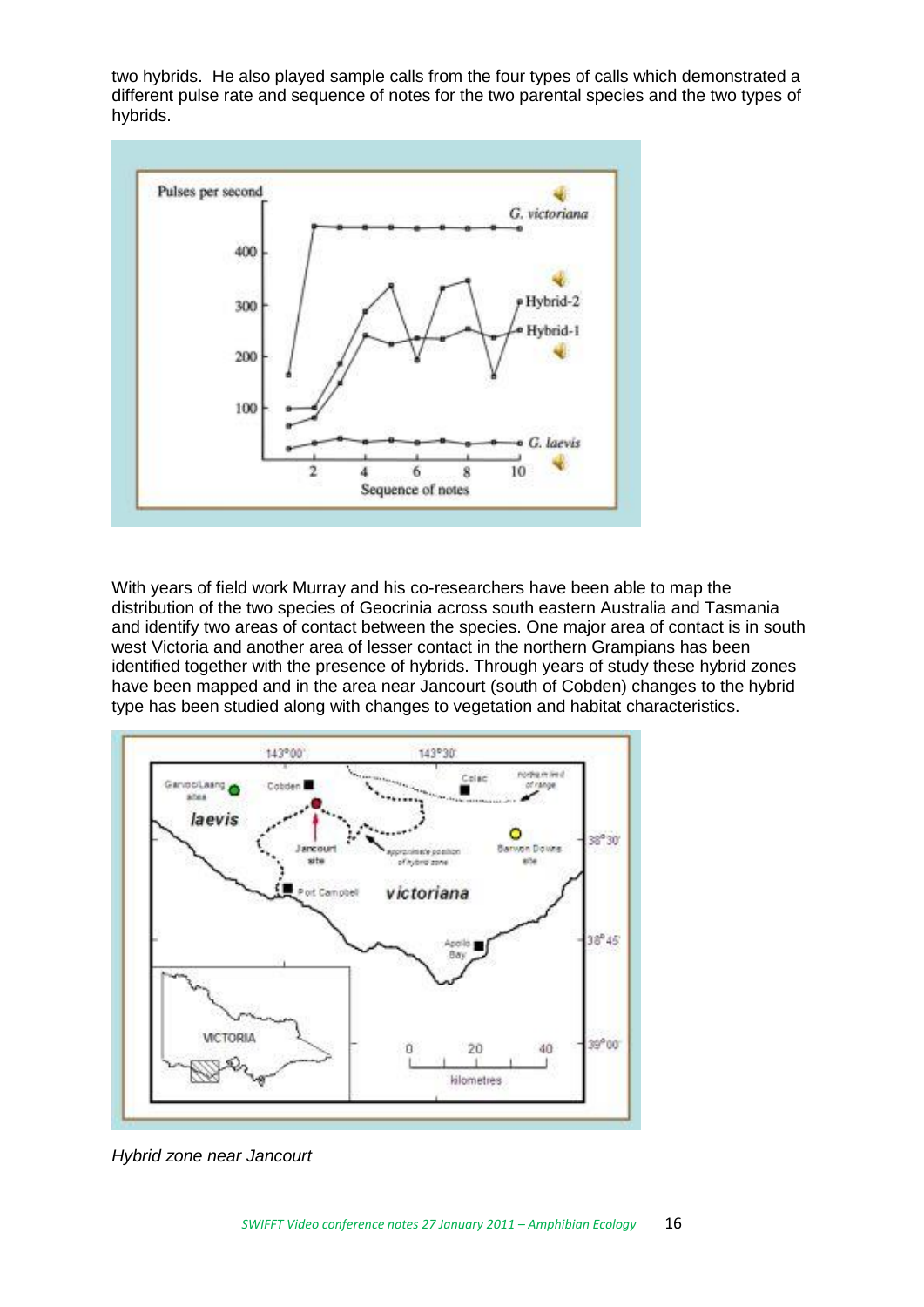two hybrids. He also played sample calls from the four types of calls which demonstrated a different pulse rate and sequence of notes for the two parental species and the two types of hybrids.

With years of field work Murray and his co-researchers have been able to map the distribution of the two species of Geocrinia across south eastern Australia and Tasmania and identify two areas of contact between the species. One major area of contact is in south west Victoria and another area of lesser contact in the northern Grampians has been identified together with the presence of hybrids. Through years of study these hybrid zones have been mapped and in the area near Jancourt (south of Cobden) changes to the hybrid type has been studied along with changes to vegetation and habitat characteristics.

*Hybrid zone near Jancourt*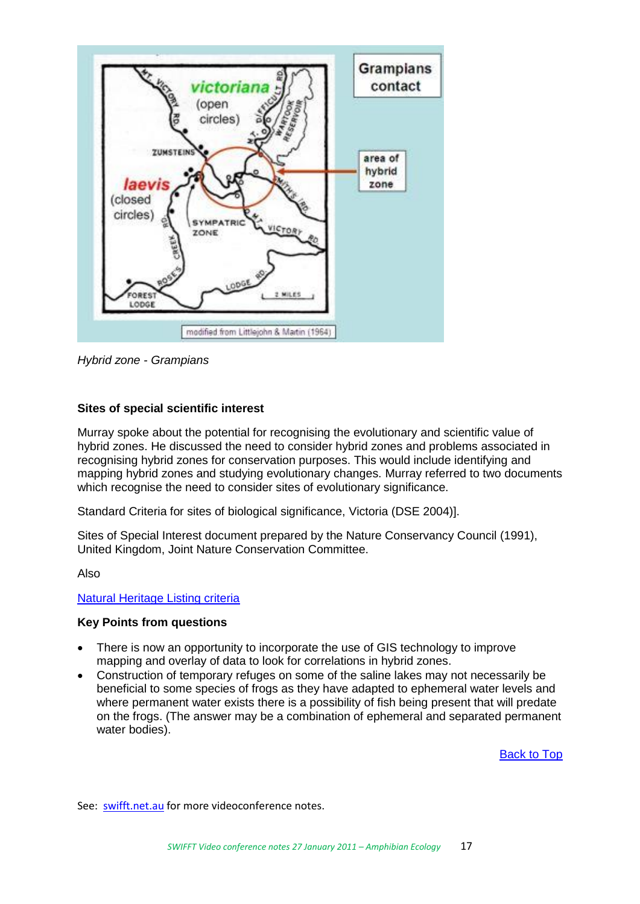Grampians contact

victoriana (open circles)

laevis (closed circles)

area of hybrid zone

SYMPATRIC ZONE

MT. VICTORY RD.

DIFFICULT RD

WARTOOK RESERVOIR

ZUMSTEINS

MT. D

SMITH'S RD.

MT. VICTORY RD.

ROSE'S CREEK RD.

LODGE RD.

FOREST LODGE

2 MILES

modified from Littlejohn & Martin (1964)

*Hybrid zone - Grampians*

**Sites of special scientific interest**

Murray spoke about the potential for recognising the evolutionary and scientific value of hybrid zones. He discussed the need to consider hybrid zones and problems associated in recognising hybrid zones for conservation purposes. This would include identifying and mapping hybrid zones and studying evolutionary changes. Murray referred to two documents which recognise the need to consider sites of evolutionary significance.

Standard Criteria for sites of biological significance, Victoria (DSE 2004)].

Sites of Special Interest document prepared by the Nature Conservancy Council (1991), United Kingdom, Joint Nature Conservation Committee.

Also

Natural Heritage Listing criteria

**Key Points from questions**

- There is now an opportunity to incorporate the use of GIS technology to improve mapping and overlay of data to look for correlations in hybrid zones.
- Construction of temporary refuges on some of the saline lakes may not necessarily be beneficial to some species of frogs as they have adapted to ephemeral water levels and where permanent water exists there is a possibility of fish being present that will predate on the frogs. (The answer may be a combination of ephemeral and separated permanent water bodies).

Back to Top

See: swifft.net.au for more videoconference notes.